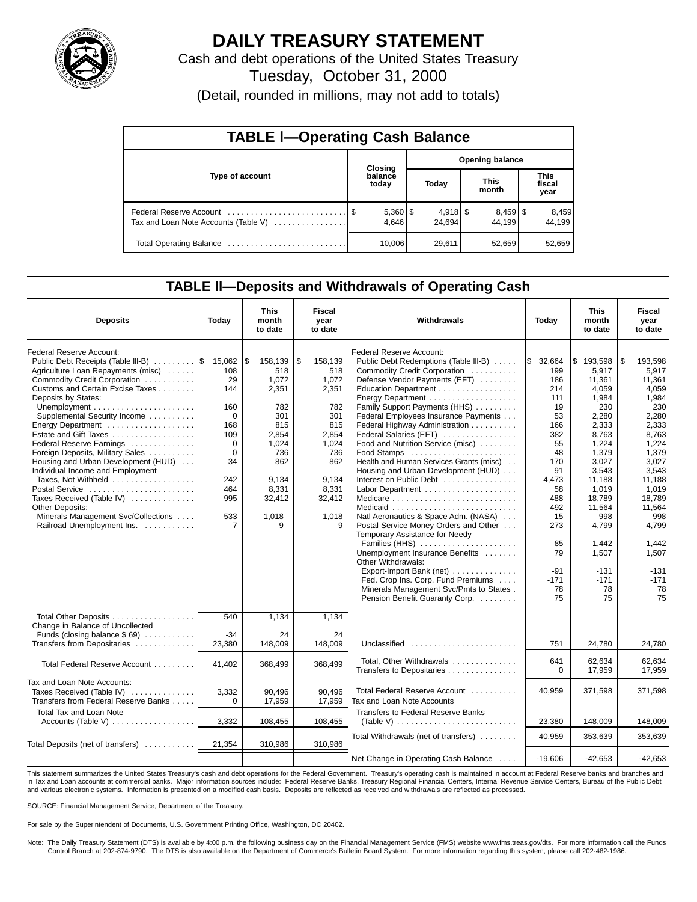# DAILY TREASURY STATEMENT

Cash and debt operations of the United States Treasury

Tuesday, October 31, 2000

(Detail, rounded in millions, may not add to totals)

## TABLE I—Operating Cash Balance

| Type of account | Closing balance today | Opening balance Today | Opening balance This month | Opening balance This fiscal year |
|---|---|---|---|---|
| Federal Reserve Account | $ 5,360 | $ 4,918 | $ 8,459 | $ 8,459 |
| Tax and Loan Note Accounts (Table V) | 4,646 | 24,694 | 44,199 | 44,199 |
| Total Operating Balance | 10,006 | 29,611 | 52,659 | 52,659 |

## TABLE II—Deposits and Withdrawals of Operating Cash

| Deposits | Today | This month to date | Fiscal year to date |
|---|---|---|---|
| Federal Reserve Account: | | | |
| Public Debt Receipts (Table III-B) | $ 15,062 | $ 158,139 | $ 158,139 |
| Agriculture Loan Repayments (misc) | 108 | 518 | 518 |
| Commodity Credit Corporation | 29 | 1,072 | 1,072 |
| Customs and Certain Excise Taxes | 144 | 2,351 | 2,351 |
| Deposits by States: | | | |
| Unemployment | 160 | 782 | 782 |
| Supplemental Security Income | 0 | 301 | 301 |
| Energy Department | 168 | 815 | 815 |
| Estate and Gift Taxes | 109 | 2,854 | 2,854 |
| Federal Reserve Earnings | 0 | 1,024 | 1,024 |
| Foreign Deposits, Military Sales | 0 | 736 | 736 |
| Housing and Urban Development (HUD) | 34 | 862 | 862 |
| Individual Income and Employment Taxes, Not Withheld | 242 | 9,134 | 9,134 |
| Postal Service | 464 | 8,331 | 8,331 |
| Taxes Received (Table IV) | 995 | 32,412 | 32,412 |
| Other Deposits: | | | |
| Minerals Management Svc/Collections | 533 | 1,018 | 1,018 |
| Railroad Unemployment Ins. | 7 | 9 | 9 |
| Total Other Deposits | 540 | 1,134 | 1,134 |
| Change in Balance of Uncollected Funds (closing balance $ 69) | -34 | 24 | 24 |
| Transfers from Depositaries | 23,380 | 148,009 | 148,009 |
| Total Federal Reserve Account | 41,402 | 368,499 | 368,499 |
| Tax and Loan Note Accounts: | | | |
| Taxes Received (Table IV) | 3,332 | 90,496 | 90,496 |
| Transfers from Federal Reserve Banks | 0 | 17,959 | 17,959 |
| Total Tax and Loan Note Accounts (Table V) | 3,332 | 108,455 | 108,455 |
| Total Deposits (net of transfers) | 21,354 | 310,986 | 310,986 |

| Withdrawals | Today | This month to date | Fiscal year to date |
|---|---|---|---|
| Federal Reserve Account: | | | |
| Public Debt Redemptions (Table III-B) | $ 32,664 | $ 193,598 | $ 193,598 |
| Commodity Credit Corporation | 199 | 5,917 | 5,917 |
| Defense Vendor Payments (EFT) | 186 | 11,361 | 11,361 |
| Education Department | 214 | 4,059 | 4,059 |
| Energy Department | 111 | 1,984 | 1,984 |
| Family Support Payments (HHS) | 19 | 230 | 230 |
| Federal Employees Insurance Payments | 53 | 2,280 | 2,280 |
| Federal Highway Administration | 166 | 2,333 | 2,333 |
| Federal Salaries (EFT) | 382 | 8,763 | 8,763 |
| Food and Nutrition Service (misc) | 55 | 1,224 | 1,224 |
| Food Stamps | 48 | 1,379 | 1,379 |
| Health and Human Services Grants (misc) | 170 | 3,027 | 3,027 |
| Housing and Urban Development (HUD) | 91 | 3,543 | 3,543 |
| Interest on Public Debt | 4,473 | 11,188 | 11,188 |
| Labor Department | 58 | 1,019 | 1,019 |
| Medicare | 488 | 18,789 | 18,789 |
| Medicaid | 492 | 11,564 | 11,564 |
| Natl Aeronautics & Space Adm. (NASA) | 15 | 998 | 998 |
| Postal Service Money Orders and Other | 273 | 4,799 | 4,799 |
| Temporary Assistance for Needy Families (HHS) | 85 | 1,442 | 1,442 |
| Unemployment Insurance Benefits | 79 | 1,507 | 1,507 |
| Other Withdrawals: | | | |
| Export-Import Bank (net) | -91 | -131 | -131 |
| Fed. Crop Ins. Corp. Fund Premiums | -171 | -171 | -171 |
| Minerals Management Svc/Pmts to States | 78 | 78 | 78 |
| Pension Benefit Guaranty Corp. | 75 | 75 | 75 |
| Unclassified | 751 | 24,780 | 24,780 |
| Total, Other Withdrawals | 641 | 62,634 | 62,634 |
| Transfers to Depositaries | 0 | 17,959 | 17,959 |
| Total Federal Reserve Account | 40,959 | 371,598 | 371,598 |
| Tax and Loan Note Accounts | | | |
| Transfers to Federal Reserve Banks (Table V) | 23,380 | 148,009 | 148,009 |
| Total Withdrawals (net of transfers) | 40,959 | 353,639 | 353,639 |
| Net Change in Operating Cash Balance | -19,606 | -42,653 | -42,653 |

This statement summarizes the United States Treasury's cash and debt operations for the Federal Government. Treasury's operating cash is maintained in account at Federal Reserve banks and branches and in Tax and Loan accounts at commercial banks. Major information sources include: Federal Reserve Banks, Treasury Regional Financial Centers, Internal Revenue Service Centers, Bureau of the Public Debt and various electronic systems. Information is presented on a modified cash basis. Deposits are reflected as received and withdrawals are reflected as processed.

SOURCE: Financial Management Service, Department of the Treasury.

For sale by the Superintendent of Documents, U.S. Government Printing Office, Washington, DC 20402.

Note: The Daily Treasury Statement (DTS) is available by 4:00 p.m. the following business day on the Financial Management Service (FMS) website www.fms.treas.gov/dts. For more information call the Funds Control Branch at 202-874-9790. The DTS is also available on the Department of Commerce's Bulletin Board System. For more information regarding this system, please call 202-482-1986.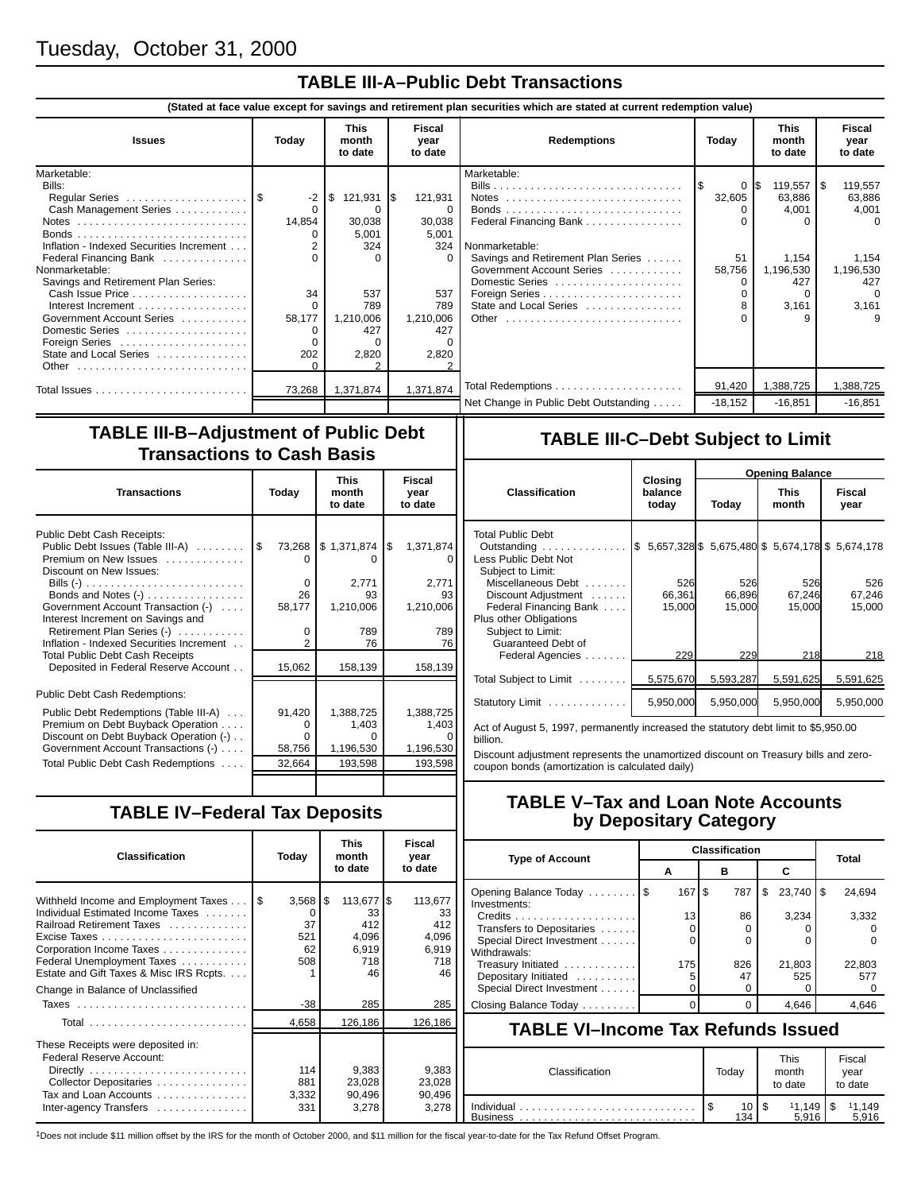Tuesday, October 31, 2000

## TABLE III-A–Public Debt Transactions

(Stated at face value except for savings and retirement plan securities which are stated at current redemption value)

| Issues | Today | This month to date | Fiscal year to date |
|---|---|---|---|
| Marketable: | | | |
| Bills: | | | |
| Regular Series | $ -2 | $ 121,931 | $ 121,931 |
| Cash Management Series | 0 | 0 | 0 |
| Notes | 14,854 | 30,038 | 30,038 |
| Bonds | 0 | 5,001 | 5,001 |
| Inflation - Indexed Securities Increment | 2 | 324 | 324 |
| Federal Financing Bank | 0 | 0 | 0 |
| Nonmarketable: | | | |
| Savings and Retirement Plan Series: | | | |
| Cash Issue Price | 34 | 537 | 537 |
| Interest Increment | 0 | 789 | 789 |
| Government Account Series | 58,177 | 1,210,006 | 1,210,006 |
| Domestic Series | 0 | 427 | 427 |
| Foreign Series | 0 | 0 | 0 |
| State and Local Series | 202 | 2,820 | 2,820 |
| Other | 0 | 2 | 2 |
| Total Issues | 73,268 | 1,371,874 | 1,371,874 |

| Redemptions | Today | This month to date | Fiscal year to date |
|---|---|---|---|
| Marketable: | | | |
| Bills | $ 0 | $ 119,557 | $ 119,557 |
| Notes | 32,605 | 63,886 | 63,886 |
| Bonds | 0 | 4,001 | 4,001 |
| Federal Financing Bank | 0 | 0 | 0 |
| Nonmarketable: | | | |
| Savings and Retirement Plan Series | 51 | 1,154 | 1,154 |
| Government Account Series | 58,756 | 1,196,530 | 1,196,530 |
| Domestic Series | 0 | 427 | 427 |
| Foreign Series | 0 | 0 | 0 |
| State and Local Series | 8 | 3,161 | 3,161 |
| Other | 0 | 9 | 9 |
| Total Redemptions | 91,420 | 1,388,725 | 1,388,725 |
| Net Change in Public Debt Outstanding | -18,152 | -16,851 | -16,851 |

## TABLE III-B–Adjustment of Public Debt Transactions to Cash Basis

| Transactions | Today | This month to date | Fiscal year to date |
|---|---|---|---|
| Public Debt Cash Receipts: | | | |
| Public Debt Issues (Table III-A) | $ 73,268 | $ 1,371,874 | $ 1,371,874 |
| Premium on New Issues | 0 | 0 | 0 |
| Discount on New Issues: | | | |
| Bills (-) | 0 | 2,771 | 2,771 |
| Bonds and Notes (-) | 26 | 93 | 93 |
| Government Account Transaction (-) | 58,177 | 1,210,006 | 1,210,006 |
| Interest Increment on Savings and Retirement Plan Series (-) | 0 | 789 | 789 |
| Inflation - Indexed Securities Increment | 2 | 76 | 76 |
| Total Public Debt Cash Receipts Deposited in Federal Reserve Account | 15,062 | 158,139 | 158,139 |
| Public Debt Cash Redemptions: | | | |
| Public Debt Redemptions (Table III-A) | 91,420 | 1,388,725 | 1,388,725 |
| Premium on Debt Buyback Operation | 0 | 1,403 | 1,403 |
| Discount on Debt Buyback Operation (-) | 0 | 0 | 0 |
| Government Account Transactions (-) | 58,756 | 1,196,530 | 1,196,530 |
| Total Public Debt Cash Redemptions | 32,664 | 193,598 | 193,598 |

## TABLE III-C–Debt Subject to Limit

| Classification | Closing balance today | Opening Balance Today | Opening Balance This month | Opening Balance Fiscal year |
|---|---|---|---|---|
| Total Public Debt Outstanding | $ 5,657,328 | $ 5,675,480 | $ 5,674,178 | $ 5,674,178 |
| Less Public Debt Not Subject to Limit: | | | | |
| Miscellaneous Debt | 526 | 526 | 526 | 526 |
| Discount Adjustment | 66,361 | 66,896 | 67,246 | 67,246 |
| Federal Financing Bank | 15,000 | 15,000 | 15,000 | 15,000 |
| Plus other Obligations Subject to Limit: | | | | |
| Guaranteed Debt of Federal Agencies | 229 | 229 | 218 | 218 |
| Total Subject to Limit | 5,575,670 | 5,593,287 | 5,591,625 | 5,591,625 |
| Statutory Limit | 5,950,000 | 5,950,000 | 5,950,000 | 5,950,000 |

Act of August 5, 1997, permanently increased the statutory debt limit to $5,950.00 billion.

Discount adjustment represents the unamortized discount on Treasury bills and zero-coupon bonds (amortization is calculated daily)

## TABLE IV–Federal Tax Deposits

| Classification | Today | This month to date | Fiscal year to date |
|---|---|---|---|
| Withheld Income and Employment Taxes | $ 3,568 | $ 113,677 | $ 113,677 |
| Individual Estimated Income Taxes | 0 | 33 | 33 |
| Railroad Retirement Taxes | 37 | 412 | 412 |
| Excise Taxes | 521 | 4,096 | 4,096 |
| Corporation Income Taxes | 62 | 6,919 | 6,919 |
| Federal Unemployment Taxes | 508 | 718 | 718 |
| Estate and Gift Taxes & Misc IRS Rcpts. | 1 | 46 | 46 |
| Change in Balance of Unclassified Taxes | -38 | 285 | 285 |
| Total | 4,658 | 126,186 | 126,186 |
| These Receipts were deposited in: | | | |
| Federal Reserve Account: | | | |
| Directly | 114 | 9,383 | 9,383 |
| Collector Depositaries | 881 | 23,028 | 23,028 |
| Tax and Loan Accounts | 3,332 | 90,496 | 90,496 |
| Inter-agency Transfers | 331 | 3,278 | 3,278 |

## TABLE V–Tax and Loan Note Accounts by Depositary Category

| Type of Account | Classification A | Classification B | Classification C | Total |
|---|---|---|---|---|
| Opening Balance Today | $ 167 | $ 787 | $ 23,740 | $ 24,694 |
| Investments: | | | | |
| Credits | 13 | 86 | 3,234 | 3,332 |
| Transfers to Depositaries | 0 | 0 | 0 | 0 |
| Special Direct Investment | 0 | 0 | 0 | 0 |
| Withdrawals: | | | | |
| Treasury Initiated | 175 | 826 | 21,803 | 22,803 |
| Depositary Initiated | 5 | 47 | 525 | 577 |
| Special Direct Investment | 0 | 0 | 0 | 0 |
| Closing Balance Today | 0 | 0 | 4,646 | 4,646 |

## TABLE VI–Income Tax Refunds Issued

| Classification | Today | This month to date | Fiscal year to date |
|---|---|---|---|
| Individual | $ 10 | $ [1]1,149 | $ [1]1,149 |
| Business | 134 | 5,916 | 5,916 |

[1]Does not include $11 million offset by the IRS for the month of October 2000, and $11 million for the fiscal year-to-date for the Tax Refund Offset Program.